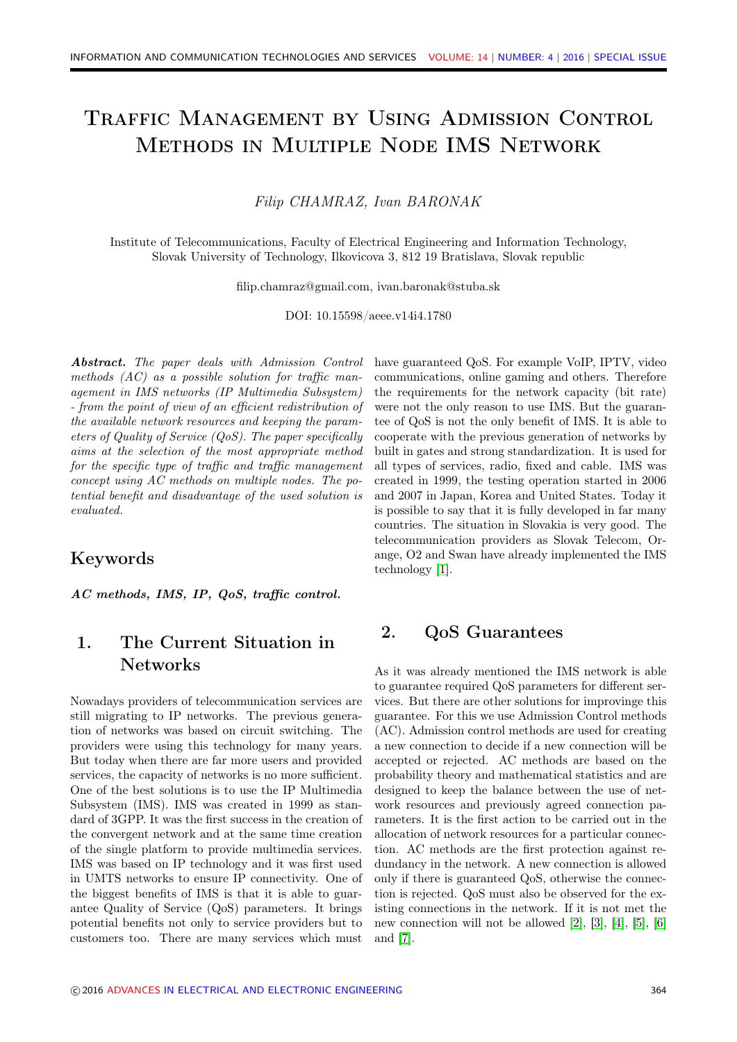# Traffic Management by Using Admission Control Methods in Multiple Node IMS Network

*Filip CHAMRAZ, Ivan BARONAK*

Institute of Telecommunications, Faculty of Electrical Engineering and Information Technology, Slovak University of Technology, Ilkovicova 3, 812 19 Bratislava, Slovak republic

filip.chamraz@gmail.com, ivan.baronak@stuba.sk

DOI: 10.15598/aeee.v14i4.1780

***Abstract.*** *The paper deals with Admission Control methods (AC) as a possible solution for traffic management in IMS networks (IP Multimedia Subsystem) - from the point of view of an efficient redistribution of the available network resources and keeping the parameters of Quality of Service (QoS). The paper specifically aims at the selection of the most appropriate method for the specific type of traffic and traffic management concept using AC methods on multiple nodes. The potential benefit and disadvantage of the used solution is evaluated.*

## Keywords

***AC methods, IMS, IP, QoS, traffic control.***

## 1. The Current Situation in Networks

Nowadays providers of telecommunication services are still migrating to IP networks. The previous generation of networks was based on circuit switching. The providers were using this technology for many years. But today when there are far more users and provided services, the capacity of networks is no more sufficient. One of the best solutions is to use the IP Multimedia Subsystem (IMS). IMS was created in 1999 as standard of 3GPP. It was the first success in the creation of the convergent network and at the same time creation of the single platform to provide multimedia services. IMS was based on IP technology and it was first used in UMTS networks to ensure IP connectivity. One of the biggest benefits of IMS is that it is able to guarantee Quality of Service (QoS) parameters. It brings potential benefits not only to service providers but to customers too. There are many services which must have guaranteed QoS. For example VoIP, IPTV, video communications, online gaming and others. Therefore the requirements for the network capacity (bit rate) were not the only reason to use IMS. But the guarantee of QoS is not the only benefit of IMS. It is able to cooperate with the previous generation of networks by built in gates and strong standardization. It is used for all types of services, radio, fixed and cable. IMS was created in 1999, the testing operation started in 2006 and 2007 in Japan, Korea and United States. Today it is possible to say that it is fully developed in far many countries. The situation in Slovakia is very good. The telecommunication providers as Slovak Telecom, Orange, O2 and Swan have already implemented the IMS technology [1].

## 2. QoS Guarantees

As it was already mentioned the IMS network is able to guarantee required QoS parameters for different services. But there are other solutions for improvinge this guarantee. For this we use Admission Control methods (AC). Admission control methods are used for creating a new connection to decide if a new connection will be accepted or rejected. AC methods are based on the probability theory and mathematical statistics and are designed to keep the balance between the use of network resources and previously agreed connection parameters. It is the first action to be carried out in the allocation of network resources for a particular connection. AC methods are the first protection against redundancy in the network. A new connection is allowed only if there is guaranteed QoS, otherwise the connection is rejected. QoS must also be observed for the existing connections in the network. If it is not met the new connection will not be allowed [2], [3], [4], [5], [6] and [7].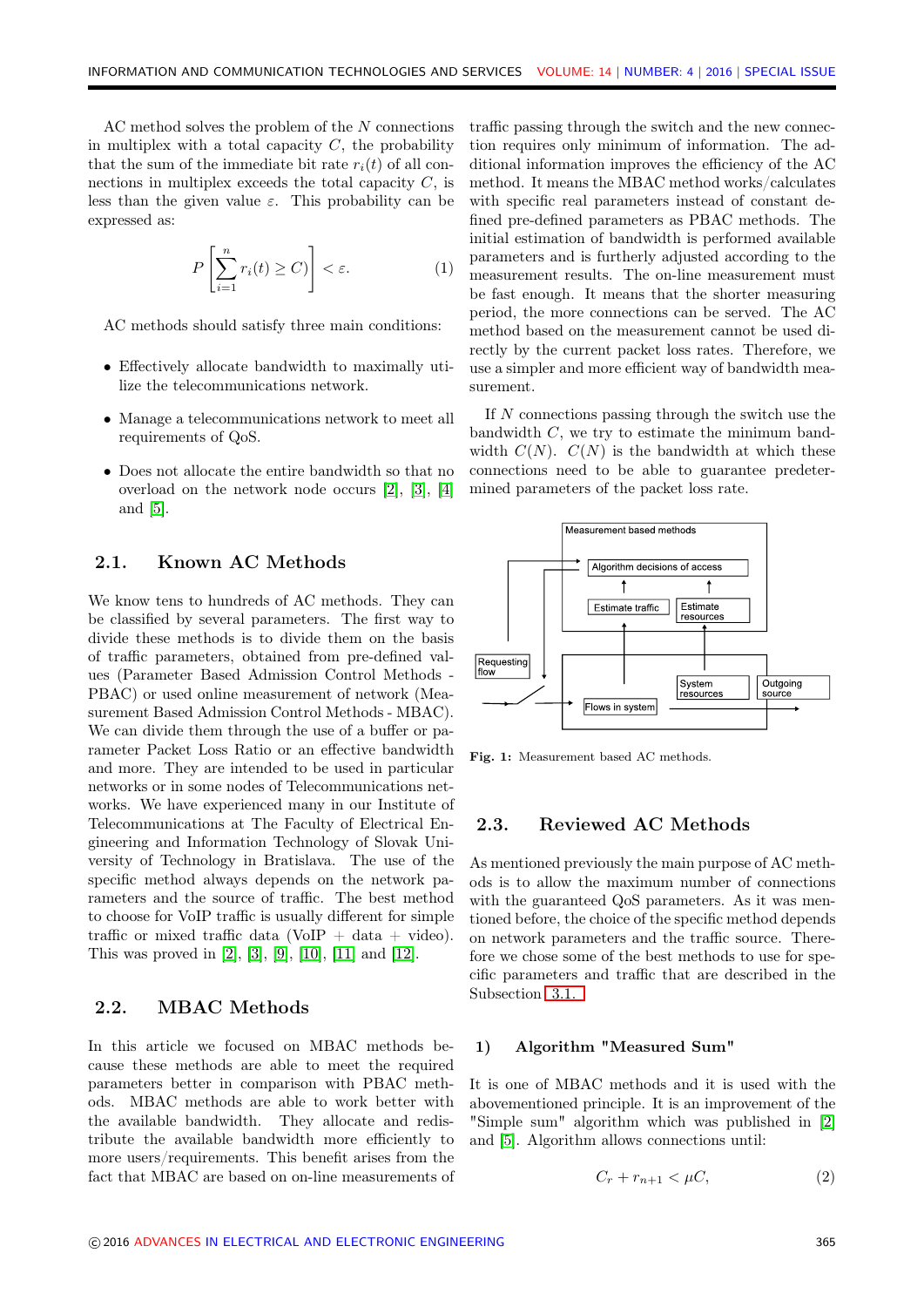AC method solves the problem of the $N$ connections in multiplex with a total capacity $C$, the probability that the sum of the immediate bit rate $r_i(t)$ of all connections in multiplex exceeds the total capacity $C$, is less than the given value $\varepsilon$. This probability can be expressed as:

$$P\left[\sum_{i=1}^{n} r_i(t) \geq C)\right] < \varepsilon. \tag{1}$$

AC methods should satisfy three main conditions:

- Effectively allocate bandwidth to maximally utilize the telecommunications network.
- Manage a telecommunications network to meet all requirements of QoS.
- Does not allocate the entire bandwidth so that no overload on the network node occurs [2], [3], [4] and [5].

## 2.1. Known AC Methods

We know tens to hundreds of AC methods. They can be classified by several parameters. The first way to divide these methods is to divide them on the basis of traffic parameters, obtained from pre-defined values (Parameter Based Admission Control Methods - PBAC) or used online measurement of network (Measurement Based Admission Control Methods - MBAC). We can divide them through the use of a buffer or parameter Packet Loss Ratio or an effective bandwidth and more. They are intended to be used in particular networks or in some nodes of Telecommunications networks. We have experienced many in our Institute of Telecommunications at The Faculty of Electrical Engineering and Information Technology of Slovak University of Technology in Bratislava. The use of the specific method always depends on the network parameters and the source of traffic. The best method to choose for VoIP traffic is usually different for simple traffic or mixed traffic data (VoIP + data + video). This was proved in [2], [3], [9], [10], [11] and [12].

## 2.2. MBAC Methods

In this article we focused on MBAC methods because these methods are able to meet the required parameters better in comparison with PBAC methods. MBAC methods are able to work better with the available bandwidth. They allocate and redistribute the available bandwidth more efficiently to more users/requirements. This benefit arises from the fact that MBAC are based on on-line measurements of traffic passing through the switch and the new connection requires only minimum of information. The additional information improves the efficiency of the AC method. It means the MBAC method works/calculates with specific real parameters instead of constant defined pre-defined parameters as PBAC methods. The initial estimation of bandwidth is performed available parameters and is furtherly adjusted according to the measurement results. The on-line measurement must be fast enough. It means that the shorter measuring period, the more connections can be served. The AC method based on the measurement cannot be used directly by the current packet loss rates. Therefore, we use a simpler and more efficient way of bandwidth measurement.

If $N$ connections passing through the switch use the bandwidth $C$, we try to estimate the minimum bandwidth $C(N)$. $C(N)$ is the bandwidth at which these connections need to be able to guarantee predetermined parameters of the packet loss rate.

Measurement based methods

Algorithm decisions of access

Estimate traffic | Estimate resources

Requesting flow

System resources | Outgoing source

Flows in system

**Fig. 1:** Measurement based AC methods.

## 2.3. Reviewed AC Methods

As mentioned previously the main purpose of AC methods is to allow the maximum number of connections with the guaranteed QoS parameters. As it was mentioned before, the choice of the specific method depends on network parameters and the traffic source. Therefore we chose some of the best methods to use for specific parameters and traffic that are described in the Subsection 3.1.

### 1) Algorithm "Measured Sum"

It is one of MBAC methods and it is used with the abovementioned principle. It is an improvement of the "Simple sum" algorithm which was published in [2] and [5]. Algorithm allows connections until:

$$C_r + r_{n+1} < \mu C, \tag{2}$$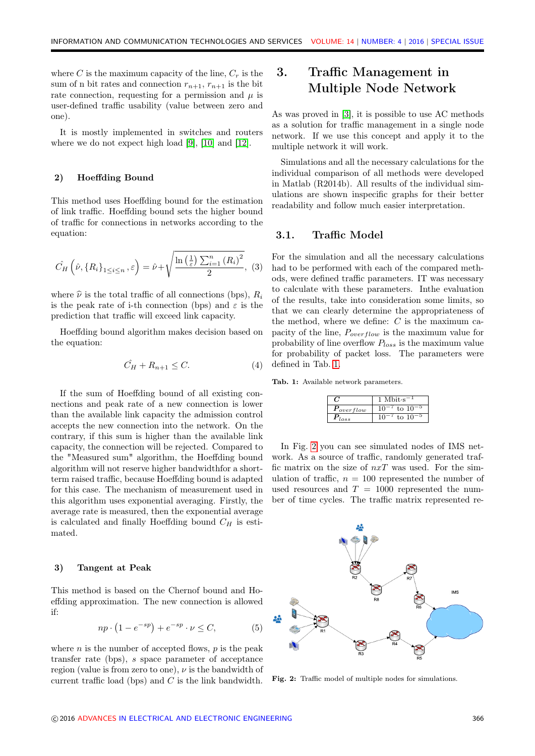where $C$ is the maximum capacity of the line, $C_r$ is the sum of n bit rates and connection $r_{n+1}$, $r_{n+1}$ is the bit rate connection, requesting for a permission and $\mu$ is user-defined traffic usability (value between zero and one).

It is mostly implemented in switches and routers where we do not expect high load [9], [10] and [12].

### 2) Hoeffding Bound

This method uses Hoeffding bound for the estimation of link traffic. Hoeffding bound sets the higher bound of traffic for connections in networks according to the equation:

$$\hat{C_H}\left(\hat{\nu}, \{R_i\}_{1\leq i\leq n}, \varepsilon\right) = \hat{\nu} + \sqrt{\frac{\ln\left(\frac{1}{\varepsilon}\right)\sum_{i=1}^{n}(R_i)^2}{2}}, \quad (3)$$

where $\widehat{\nu}$ is the total traffic of all connections (bps), $R_i$ is the peak rate of i-th connection (bps) and $\varepsilon$ is the prediction that traffic will exceed link capacity.

Hoeffding bound algorithm makes decision based on the equation:

$$\hat{C_H} + R_{n+1} \leq C. \quad (4)$$

If the sum of Hoeffding bound of all existing connections and peak rate of a new connection is lower than the available link capacity the admission control accepts the new connection into the network. On the contrary, if this sum is higher than the available link capacity, the connection will be rejected. Compared to the "Measured sum" algorithm, the Hoeffding bound algorithm will not reserve higher bandwidthfor a short-term raised traffic, because Hoeffding bound is adapted for this case. The mechanism of measurement used in this algorithm uses exponential averaging. Firstly, the average rate is measured, then the exponential average is calculated and finally Hoeffding bound $C_H$ is estimated.

### 3) Tangent at Peak

This method is based on the Chernof bound and Hoeffding approximation. The new connection is allowed if:

$$np \cdot \left(1 - e^{-sp}\right) + e^{-sp} \cdot \nu \leq C, \quad (5)$$

where $n$ is the number of accepted flows, $p$ is the peak transfer rate (bps), $s$ space parameter of acceptance region (value is from zero to one), $\nu$ is the bandwidth of current traffic load (bps) and $C$ is the link bandwidth.

## 3. Traffic Management in Multiple Node Network

As was proved in [3], it is possible to use AC methods as a solution for traffic management in a single node network. If we use this concept and apply it to the multiple network it will work.

Simulations and all the necessary calculations for the individual comparison of all methods were developed in Matlab (R2014b). All results of the individual simulations are shown inspecific graphs for their better readability and follow much easier interpretation.

### 3.1. Traffic Model

For the simulation and all the necessary calculations had to be performed with each of the compared methods, were defined traffic parameters. IT was necessary to calculate with these parameters. Inthe evaluation of the results, take into consideration some limits, so that we can clearly determine the appropriateness of the method, where we define: $C$ is the maximum capacity of the line, $P_{overflow}$ is the maximum value for probability of line overflow $P_{loss}$ is the maximum value for probability of packet loss. The parameters were defined in Tab. 1.

**Tab. 1:** Available network parameters.

| | |
|---|---|
| $C$ | 1 $\text{Mbit}\cdot\text{s}^{-1}$ |
| $P_{overflow}$ | $10^{-7}$ to $10^{-5}$ |
| $P_{loss}$ | $10^{-7}$ to $10^{-5}$ |

In Fig. 2 you can see simulated nodes of IMS network. As a source of traffic, randomly generated traffic matrix on the size of $nxT$ was used. For the simulation of traffic, $n = 100$ represented the number of used resources and $T = 1000$ represented the number of time cycles. The traffic matrix represented re-

**Fig. 2:** Traffic model of multiple nodes for simulations.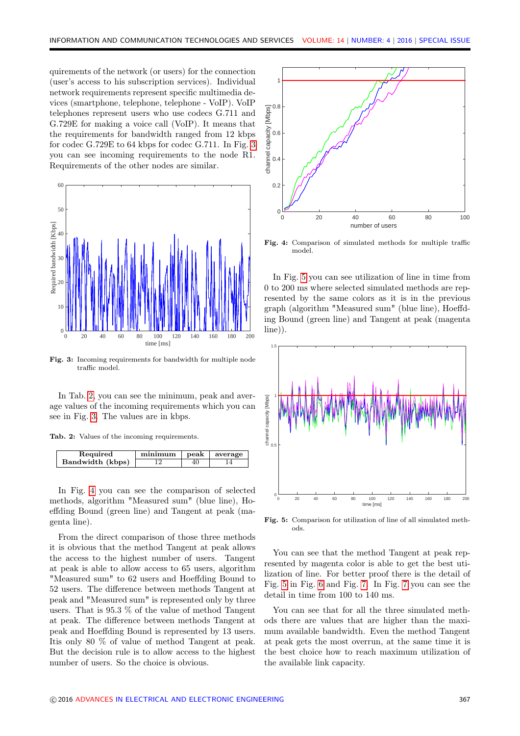quirements of the network (or users) for the connection (user's access to his subscription services). Individual network requirements represent specific multimedia devices (smartphone, telephone, telephone - VoIP). VoIP telephones represent users who use codecs G.711 and G.729E for making a voice call (VoIP). It means that the requirements for bandwidth ranged from 12 kbps for codec G.729E to 64 kbps for codec G.711. In Fig. 3 you can see incoming requirements to the node R1. Requirements of the other nodes are similar.

**Fig. 3:** Incoming requirements for bandwidth for multiple node traffic model.

In Tab. 2, you can see the minimum, peak and average values of the incoming requirements which you can see in Fig. 3. The values are in kbps.

**Tab. 2:** Values of the incoming requirements.

| Required Bandwidth (kbps) | minimum | peak | average |
|---|---|---|---|
| | 12 | 40 | 14 |

In Fig. 4 you can see the comparison of selected methods, algorithm "Measured sum" (blue line), Hoeffding Bound (green line) and Tangent at peak (magenta line).

From the direct comparison of those three methods it is obvious that the method Tangent at peak allows the access to the highest number of users. Tangent at peak is able to allow access to 65 users, algorithm "Measured sum" to 62 users and Hoeffding Bound to 52 users. The difference between methods Tangent at peak and "Measured sum" is represented only by three users. That is 95.3 % of the value of method Tangent at peak. The difference between methods Tangent at peak and Hoeffding Bound is represented by 13 users. Itis only 80 % of value of method Tangent at peak. But the decision rule is to allow access to the highest number of users. So the choice is obvious.

**Fig. 4:** Comparison of simulated methods for multiple traffic model.

In Fig. 5 you can see utilization of line in time from 0 to 200 ms where selected simulated methods are represented by the same colors as it is in the previous graph (algorithm "Measured sum" (blue line), Hoeffding Bound (green line) and Tangent at peak (magenta line)).

**Fig. 5:** Comparison for utilization of line of all simulated methods.

You can see that the method Tangent at peak represented by magenta color is able to get the best utilization of line. For better proof there is the detail of Fig. 5 in Fig. 6 and Fig. 7. In Fig. 7 you can see the detail in time from 100 to 140 ms.

You can see that for all the three simulated methods there are values that are higher than the maximum available bandwidth. Even the method Tangent at peak gets the most overrun, at the same time it is the best choice how to reach maximum utilization of the available link capacity.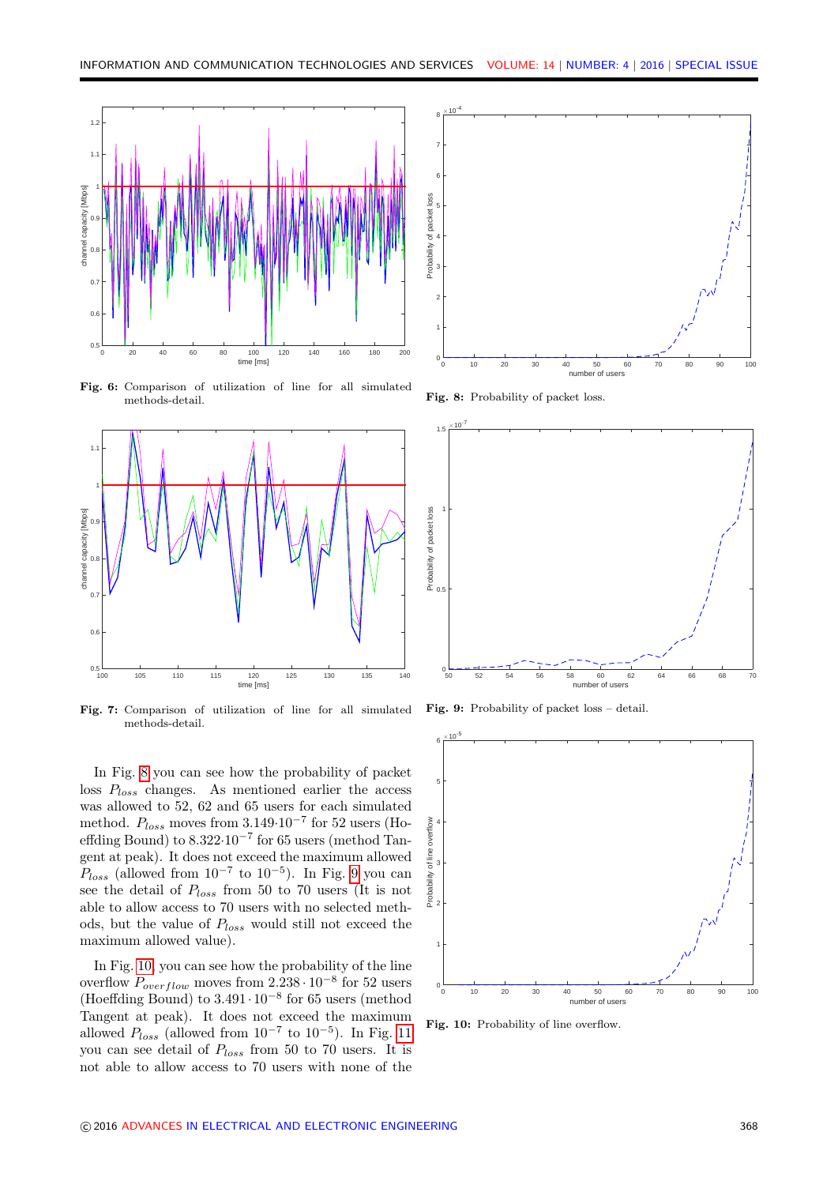Fig. 6: Comparison of utilization of line for all simulated methods-detail.

Fig. 7: Comparison of utilization of line for all simulated methods-detail.

In Fig. 8 you can see how the probability of packet loss $P_{loss}$ changes. As mentioned earlier the access was allowed to 52, 62 and 65 users for each simulated method. $P_{loss}$ moves from $3.149 \cdot 10^{-7}$ for 52 users (Hoeffding Bound) to $8.322 \cdot 10^{-7}$ for 65 users (method Tangent at peak). It does not exceed the maximum allowed $P_{loss}$ (allowed from $10^{-7}$ to $10^{-5}$). In Fig. 9 you can see the detail of $P_{loss}$ from 50 to 70 users (It is not able to allow access to 70 users with no selected methods, but the value of $P_{loss}$ would still not exceed the maximum allowed value).

In Fig. 10, you can see how the probability of the line overflow $P_{overflow}$ moves from $2.238 \cdot 10^{-8}$ for 52 users (Hoeffding Bound) to $3.491 \cdot 10^{-8}$ for 65 users (method Tangent at peak). It does not exceed the maximum allowed $P_{loss}$ (allowed from $10^{-7}$ to $10^{-5}$). In Fig. 11 you can see detail of $P_{loss}$ from 50 to 70 users. It is not able to allow access to 70 users with none of the

Fig. 8: Probability of packet loss.

Fig. 9: Probability of packet loss – detail.

Fig. 10: Probability of line overflow.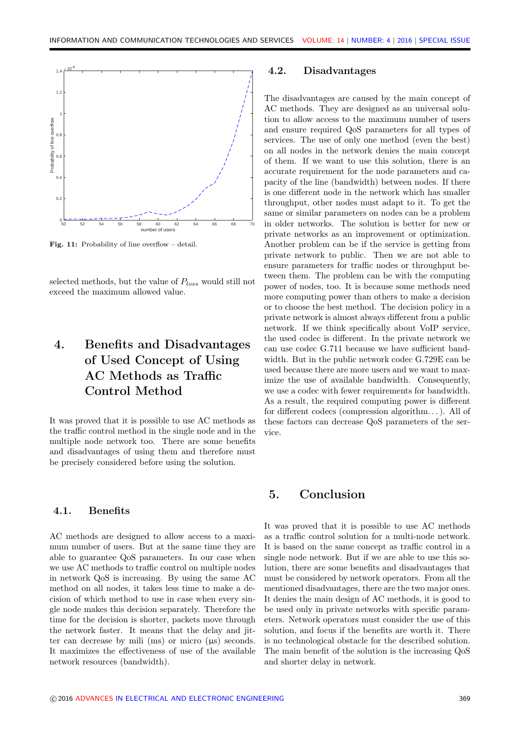Fig. 11: Probability of line overflow – detail.

selected methods, but the value of $P_{loss}$ would still not exceed the maximum allowed value.

## 4. Benefits and Disadvantages of Used Concept of Using AC Methods as Traffic Control Method

It was proved that it is possible to use AC methods as the traffic control method in the single node and in the multiple node network too. There are some benefits and disadvantages of using them and therefore must be precisely considered before using the solution.

### 4.1. Benefits

AC methods are designed to allow access to a maximum number of users. But at the same time they are able to guarantee QoS parameters. In our case when we use AC methods to traffic control on multiple nodes in network QoS is increasing. By using the same AC method on all nodes, it takes less time to make a decision of which method to use in case when every single node makes this decision separately. Therefore the time for the decision is shorter, packets move through the network faster. It means that the delay and jitter can decrease by mili (ms) or micro (µs) seconds. It maximizes the effectiveness of use of the available network resources (bandwidth).

### 4.2. Disadvantages

The disadvantages are caused by the main concept of AC methods. They are designed as an universal solution to allow access to the maximum number of users and ensure required QoS parameters for all types of services. The use of only one method (even the best) on all nodes in the network denies the main concept of them. If we want to use this solution, there is an accurate requirement for the node parameters and capacity of the line (bandwidth) between nodes. If there is one different node in the network which has smaller throughput, other nodes must adapt to it. To get the same or similar parameters on nodes can be a problem in older networks. The solution is better for new or private networks as an improvement or optimization. Another problem can be if the service is getting from private network to public. Then we are not able to ensure parameters for traffic nodes or throughput between them. The problem can be with the computing power of nodes, too. It is because some methods need more computing power than others to make a decision or to choose the best method. The decision policy in a private network is almost always different from a public network. If we think specifically about VoIP service, the used codec is different. In the private network we can use codec G.711 because we have sufficient bandwidth. But in the public network codec G.729E can be used because there are more users and we want to maximize the use of available bandwidth. Consequently, we use a codec with fewer requirements for bandwidth. As a result, the required computing power is different for different codecs (compression algorithm. . . ). All of these factors can decrease QoS parameters of the service.

## 5. Conclusion

It was proved that it is possible to use AC methods as a traffic control solution for a multi-node network. It is based on the same concept as traffic control in a single node network. But if we are able to use this solution, there are some benefits and disadvantages that must be considered by network operators. From all the mentioned disadvantages, there are the two major ones. It denies the main design of AC methods, it is good to be used only in private networks with specific parameters. Network operators must consider the use of this solution, and focus if the benefits are worth it. There is no technological obstacle for the described solution. The main benefit of the solution is the increasing QoS and shorter delay in network.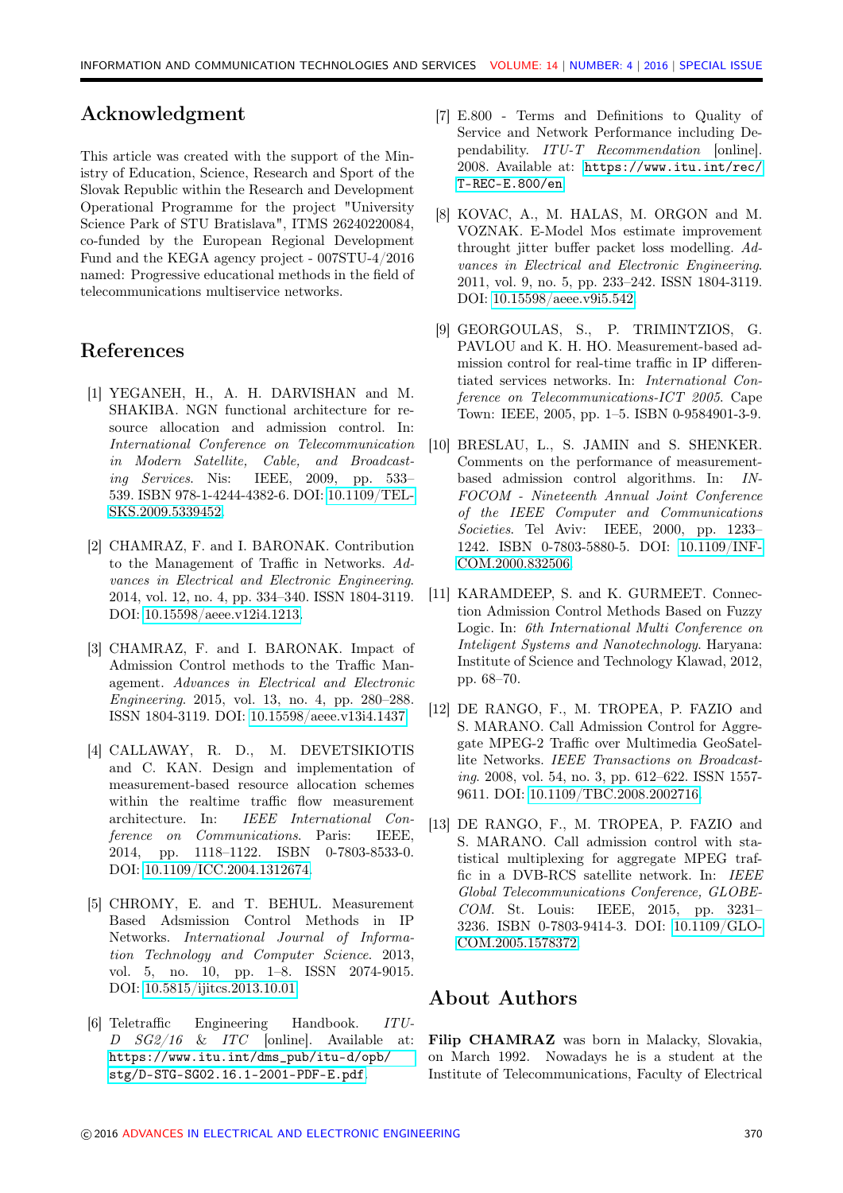## Acknowledgment

This article was created with the support of the Ministry of Education, Science, Research and Sport of the Slovak Republic within the Research and Development Operational Programme for the project "University Science Park of STU Bratislava", ITMS 26240220084, co-funded by the European Regional Development Fund and the KEGA agency project - 007STU-4/2016 named: Progressive educational methods in the field of telecommunications multiservice networks.

## References

[1] YEGANEH, H., A. H. DARVISHAN and M. SHAKIBA. NGN functional architecture for resource allocation and admission control. In: *International Conference on Telecommunication in Modern Satellite, Cable, and Broadcasting Services*. Nis: IEEE, 2009, pp. 533–539. ISBN 978-1-4244-4382-6. DOI: 10.1109/TELSKS.2009.5339452.

[2] CHAMRAZ, F. and I. BARONAK. Contribution to the Management of Traffic in Networks. *Advances in Electrical and Electronic Engineering*. 2014, vol. 12, no. 4, pp. 334–340. ISSN 1804-3119. DOI: 10.15598/aeee.v12i4.1213.

[3] CHAMRAZ, F. and I. BARONAK. Impact of Admission Control methods to the Traffic Management. *Advances in Electrical and Electronic Engineering*. 2015, vol. 13, no. 4, pp. 280–288. ISSN 1804-3119. DOI: 10.15598/aeee.v13i4.1437.

[4] CALLAWAY, R. D., M. DEVETSIKIOTIS and C. KAN. Design and implementation of measurement-based resource allocation schemes within the realtime traffic flow measurement architecture. In: *IEEE International Conference on Communications*. Paris: IEEE, 2014, pp. 1118–1122. ISBN 0-7803-8533-0. DOI: 10.1109/ICC.2004.1312674.

[5] CHROMY, E. and T. BEHUL. Measurement Based Adsmission Control Methods in IP Networks. *International Journal of Information Technology and Computer Science*. 2013, vol. 5, no. 10, pp. 1–8. ISSN 2074-9015. DOI: 10.5815/ijitcs.2013.10.01.

[6] Teletraffic Engineering Handbook. *ITU-D SG2/16 & ITC* [online]. Available at: https://www.itu.int/dms_pub/itu-d/opb/stg/D-STG-SG02.16.1-2001-PDF-E.pdf.

[7] E.800 - Terms and Definitions to Quality of Service and Network Performance including Dependability. *ITU-T Recommendation* [online]. 2008. Available at: https://www.itu.int/rec/T-REC-E.800/en.

[8] KOVAC, A., M. HALAS, M. ORGON and M. VOZNAK. E-Model Mos estimate improvement throught jitter buffer packet loss modelling. *Advances in Electrical and Electronic Engineering*. 2011, vol. 9, no. 5, pp. 233–242. ISSN 1804-3119. DOI: 10.15598/aeee.v9i5.542.

[9] GEORGOULAS, S., P. TRIMINTZIOS, G. PAVLOU and K. H. HO. Measurement-based admission control for real-time traffic in IP differentiated services networks. In: *International Conference on Telecommunications-ICT 2005*. Cape Town: IEEE, 2005, pp. 1–5. ISBN 0-9584901-3-9.

[10] BRESLAU, L., S. JAMIN and S. SHENKER. Comments on the performance of measurement-based admission control algorithms. In: *INFOCOM - Nineteenth Annual Joint Conference of the IEEE Computer and Communications Societies*. Tel Aviv: IEEE, 2000, pp. 1233–1242. ISBN 0-7803-5880-5. DOI: 10.1109/INFCOM.2000.832506.

[11] KARAMDEEP, S. and K. GURMEET. Connection Admission Control Methods Based on Fuzzy Logic. In: *6th International Multi Conference on Inteligent Systems and Nanotechnology*. Haryana: Institute of Science and Technology Klawad, 2012, pp. 68–70.

[12] DE RANGO, F., M. TROPEA, P. FAZIO and S. MARANO. Call Admission Control for Aggregate MPEG-2 Traffic over Multimedia GeoSatellite Networks. *IEEE Transactions on Broadcasting*. 2008, vol. 54, no. 3, pp. 612–622. ISSN 1557-9611. DOI: 10.1109/TBC.2008.2002716.

[13] DE RANGO, F., M. TROPEA, P. FAZIO and S. MARANO. Call admission control with statistical multiplexing for aggregate MPEG traffic in a DVB-RCS satellite network. In: *IEEE Global Telecommunications Conference, GLOBECOM*. St. Louis: IEEE, 2015, pp. 3231–3236. ISBN 0-7803-9414-3. DOI: 10.1109/GLOCOM.2005.1578372.

## About Authors

**Filip CHAMRAZ** was born in Malacky, Slovakia, on March 1992. Nowadays he is a student at the Institute of Telecommunications, Faculty of Electrical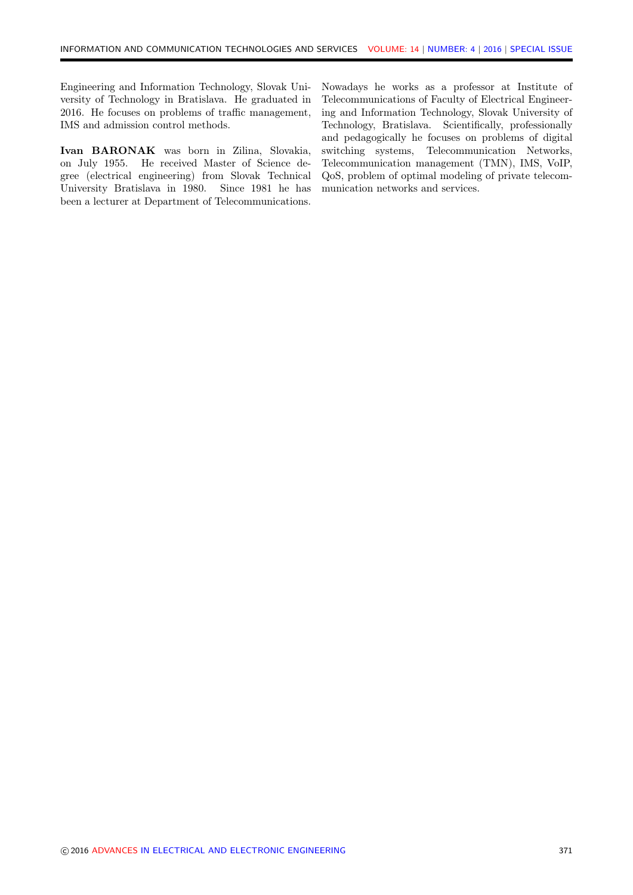Engineering and Information Technology, Slovak University of Technology in Bratislava. He graduated in 2016. He focuses on problems of traffic management, IMS and admission control methods.

**Ivan BARONAK** was born in Zilina, Slovakia, on July 1955. He received Master of Science degree (electrical engineering) from Slovak Technical University Bratislava in 1980. Since 1981 he has been a lecturer at Department of Telecommunications. Nowadays he works as a professor at Institute of Telecommunications of Faculty of Electrical Engineering and Information Technology, Slovak University of Technology, Bratislava. Scientifically, professionally and pedagogically he focuses on problems of digital switching systems, Telecommunication Networks, Telecommunication management (TMN), IMS, VoIP, QoS, problem of optimal modeling of private telecommunication networks and services.